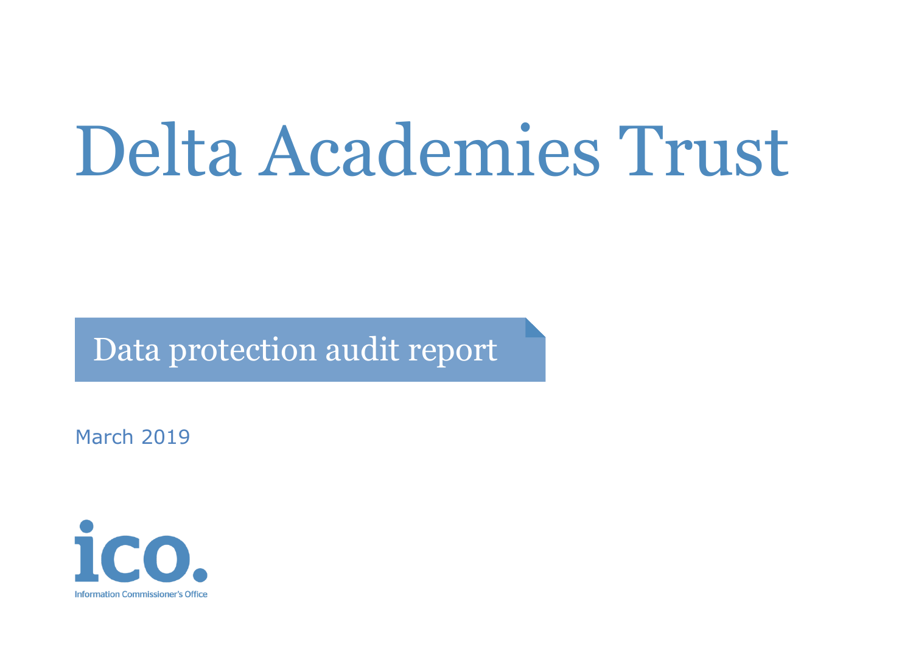# Delta Academies Trust

## Data protection audit report

March 2019

ico.

Information Commissioner's Office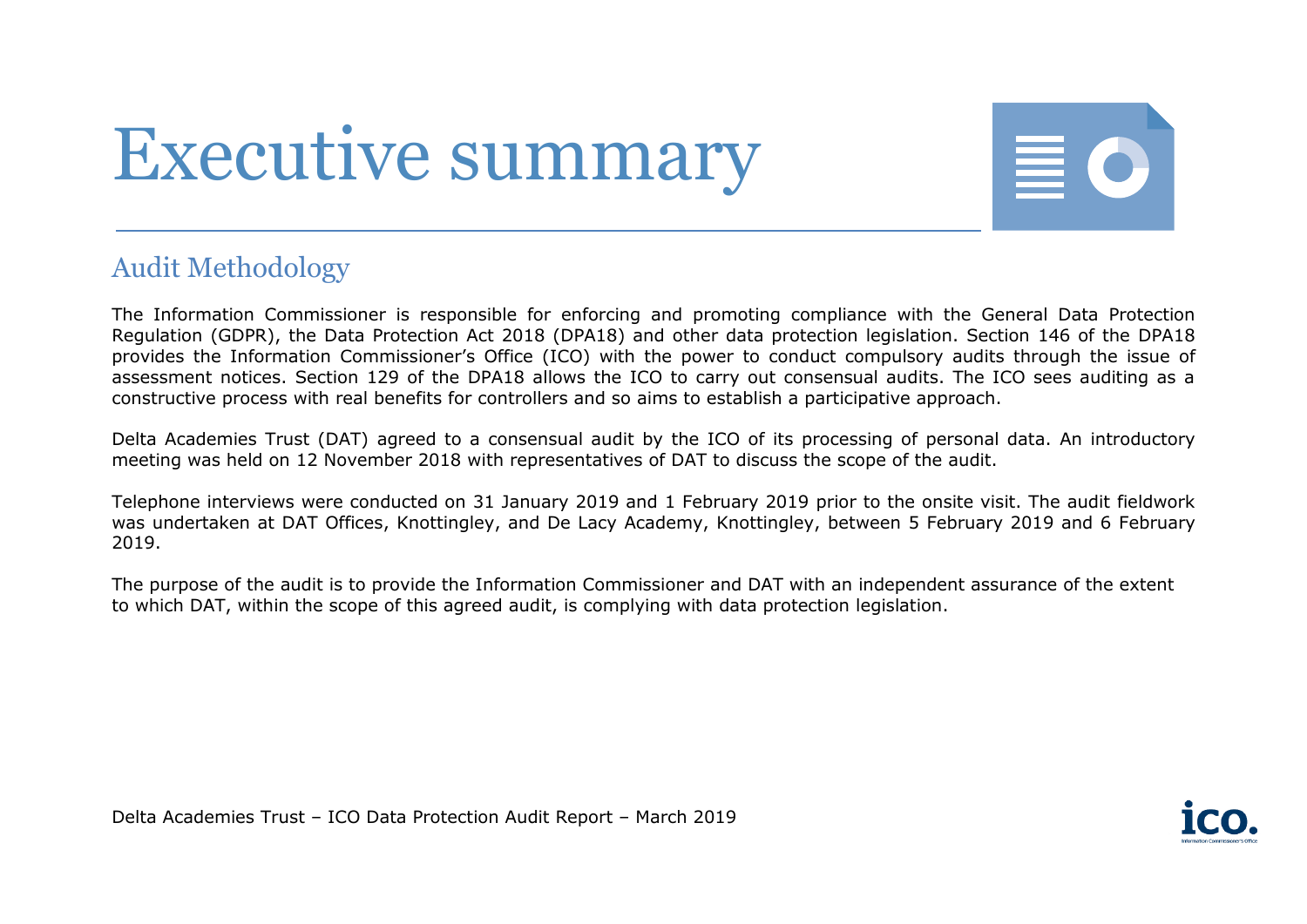# Executive summary

## Audit Methodology

The Information Commissioner is responsible for enforcing and promoting compliance with the General Data Protection Regulation (GDPR), the Data Protection Act 2018 (DPA18) and other data protection legislation. Section 146 of the DPA18 provides the Information Commissioner's Office (ICO) with the power to conduct compulsory audits through the issue of assessment notices. Section 129 of the DPA18 allows the ICO to carry out consensual audits. The ICO sees auditing as a constructive process with real benefits for controllers and so aims to establish a participative approach.

Delta Academies Trust (DAT) agreed to a consensual audit by the ICO of its processing of personal data. An introductory meeting was held on 12 November 2018 with representatives of DAT to discuss the scope of the audit.

Telephone interviews were conducted on 31 January 2019 and 1 February 2019 prior to the onsite visit. The audit fieldwork was undertaken at DAT Offices, Knottingley, and De Lacy Academy, Knottingley, between 5 February 2019 and 6 February 2019.

The purpose of the audit is to provide the Information Commissioner and DAT with an independent assurance of the extent to which DAT, within the scope of this agreed audit, is complying with data protection legislation.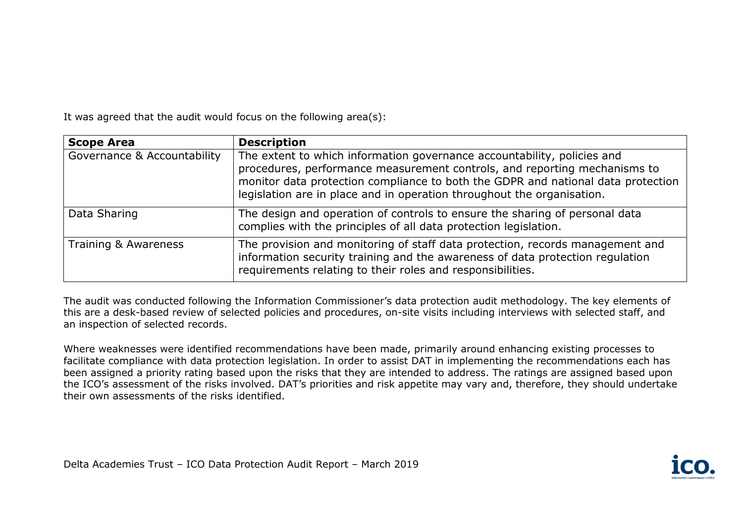It was agreed that the audit would focus on the following area(s):

| Scope Area | Description |
| --- | --- |
| Governance & Accountability | The extent to which information governance accountability, policies and procedures, performance measurement controls, and reporting mechanisms to monitor data protection compliance to both the GDPR and national data protection legislation are in place and in operation throughout the organisation. |
| Data Sharing | The design and operation of controls to ensure the sharing of personal data complies with the principles of all data protection legislation. |
| Training & Awareness | The provision and monitoring of staff data protection, records management and information security training and the awareness of data protection regulation requirements relating to their roles and responsibilities. |

The audit was conducted following the Information Commissioner's data protection audit methodology. The key elements of this are a desk-based review of selected policies and procedures, on-site visits including interviews with selected staff, and an inspection of selected records.

Where weaknesses were identified recommendations have been made, primarily around enhancing existing processes to facilitate compliance with data protection legislation. In order to assist DAT in implementing the recommendations each has been assigned a priority rating based upon the risks that they are intended to address. The ratings are assigned based upon the ICO's assessment of the risks involved. DAT's priorities and risk appetite may vary and, therefore, they should undertake their own assessments of the risks identified.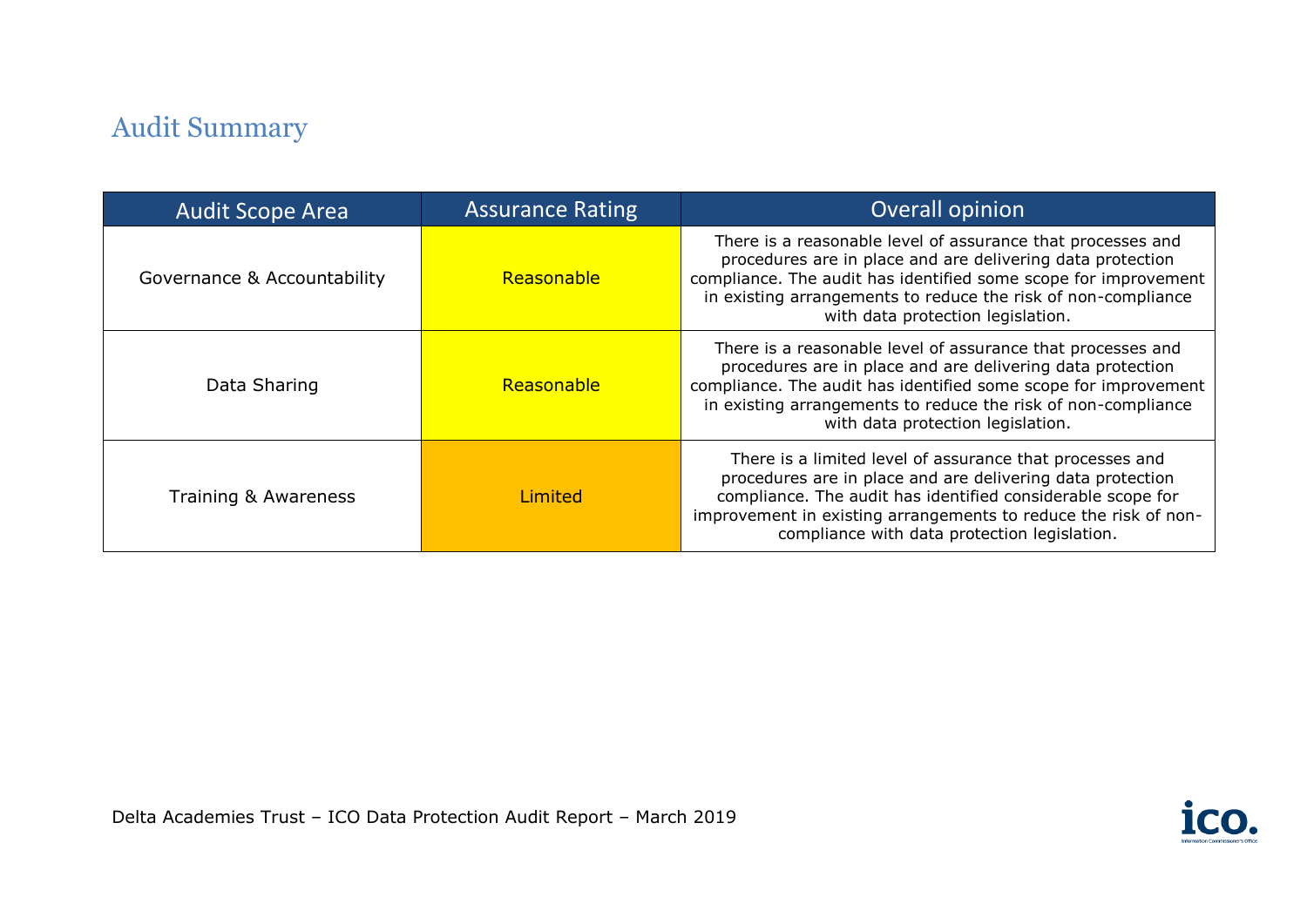## Audit Summary

| Audit Scope Area | Assurance Rating | Overall opinion |
|---|---|---|
| Governance & Accountability | Reasonable | There is a reasonable level of assurance that processes and procedures are in place and are delivering data protection compliance. The audit has identified some scope for improvement in existing arrangements to reduce the risk of non-compliance with data protection legislation. |
| Data Sharing | Reasonable | There is a reasonable level of assurance that processes and procedures are in place and are delivering data protection compliance. The audit has identified some scope for improvement in existing arrangements to reduce the risk of non-compliance with data protection legislation. |
| Training & Awareness | Limited | There is a limited level of assurance that processes and procedures are in place and are delivering data protection compliance. The audit has identified considerable scope for improvement in existing arrangements to reduce the risk of non-compliance with data protection legislation. |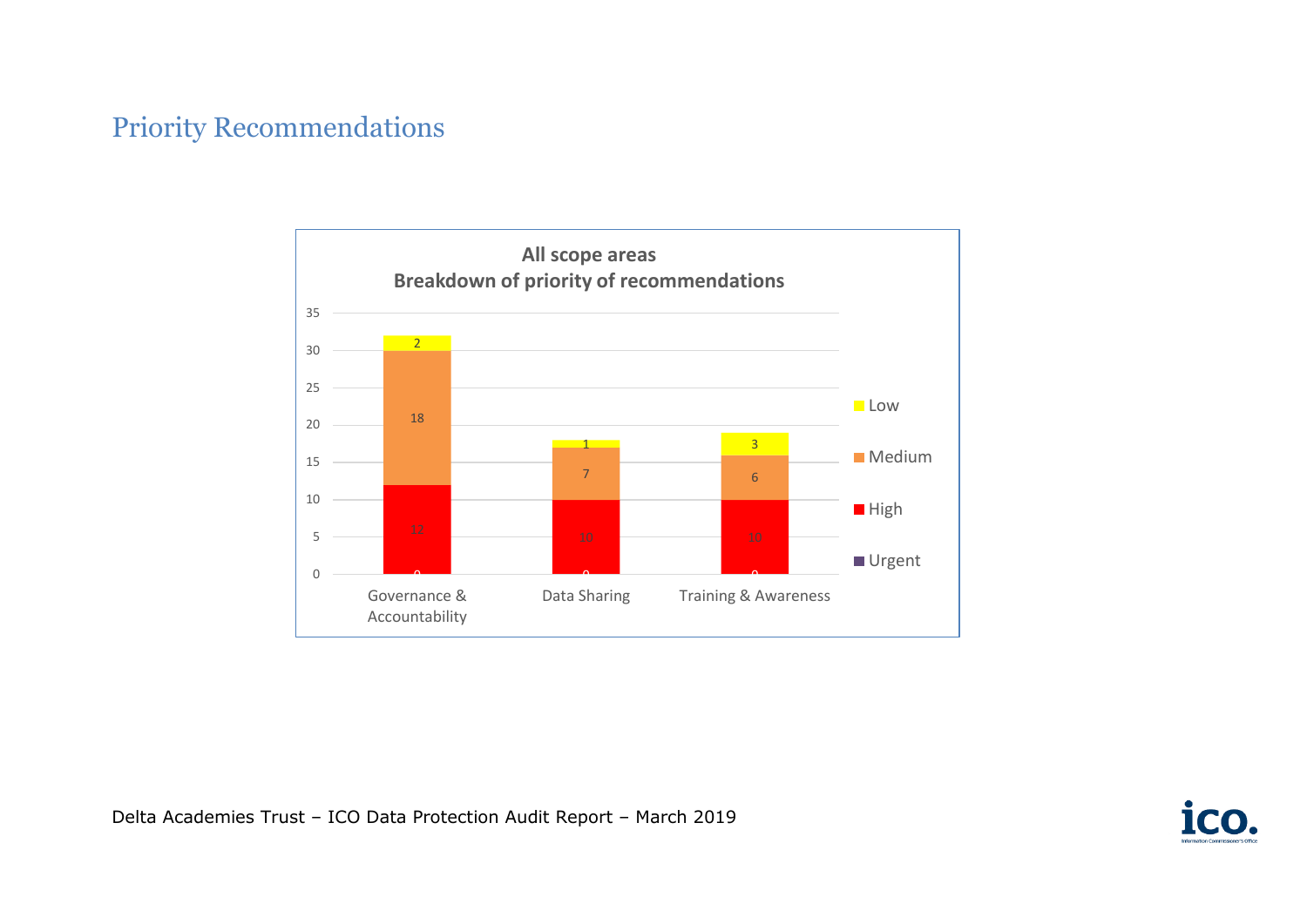## Priority Recommendations

**All scope areas**
**Breakdown of priority of recommendations**

| Scope area | Urgent | High | Medium | Low |
|---|---|---|---|---|
| Governance & Accountability | 0 | 12 | 18 | 2 |
| Data Sharing | 0 | 10 | 7 | 1 |
| Training & Awareness | 0 | 10 | 6 | 3 |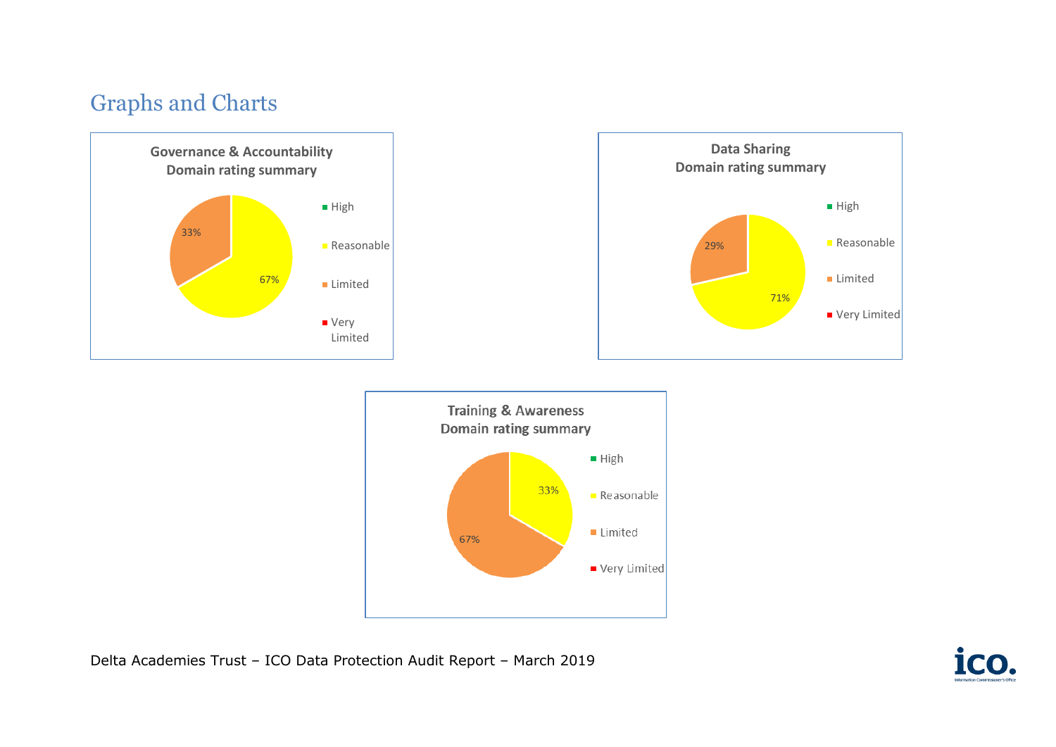## Graphs and Charts

**Governance & Accountability Domain rating summary**

| Rating | Percentage |
|---|---|
| High | |
| Reasonable | 67% |
| Limited | 33% |
| Very Limited | |

**Data Sharing Domain rating summary**

| Rating | Percentage |
|---|---|
| High | |
| Reasonable | 71% |
| Limited | 29% |
| Very Limited | |

**Training & Awareness Domain rating summary**

| Rating | Percentage |
|---|---|
| High | |
| Reasonable | 33% |
| Limited | 67% |
| Very Limited | |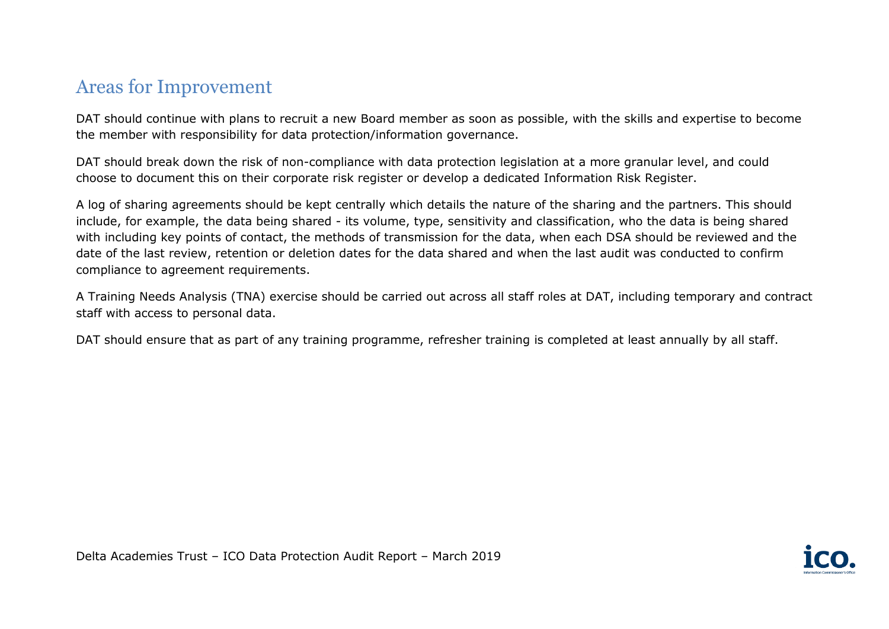## Areas for Improvement

DAT should continue with plans to recruit a new Board member as soon as possible, with the skills and expertise to become the member with responsibility for data protection/information governance.

DAT should break down the risk of non-compliance with data protection legislation at a more granular level, and could choose to document this on their corporate risk register or develop a dedicated Information Risk Register.

A log of sharing agreements should be kept centrally which details the nature of the sharing and the partners. This should include, for example, the data being shared - its volume, type, sensitivity and classification, who the data is being shared with including key points of contact, the methods of transmission for the data, when each DSA should be reviewed and the date of the last review, retention or deletion dates for the data shared and when the last audit was conducted to confirm compliance to agreement requirements.

A Training Needs Analysis (TNA) exercise should be carried out across all staff roles at DAT, including temporary and contract staff with access to personal data.

DAT should ensure that as part of any training programme, refresher training is completed at least annually by all staff.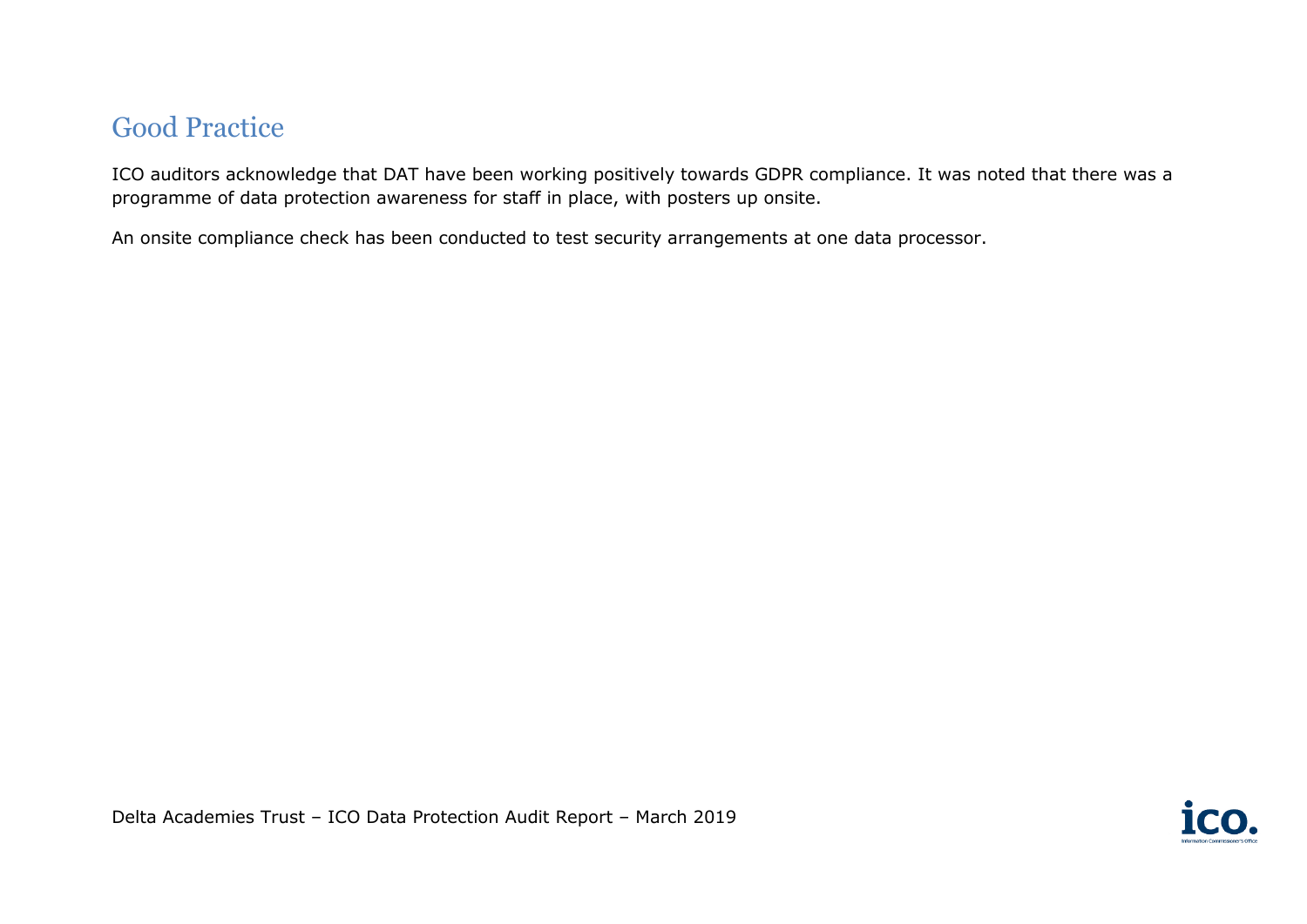## Good Practice

ICO auditors acknowledge that DAT have been working positively towards GDPR compliance. It was noted that there was a programme of data protection awareness for staff in place, with posters up onsite.

An onsite compliance check has been conducted to test security arrangements at one data processor.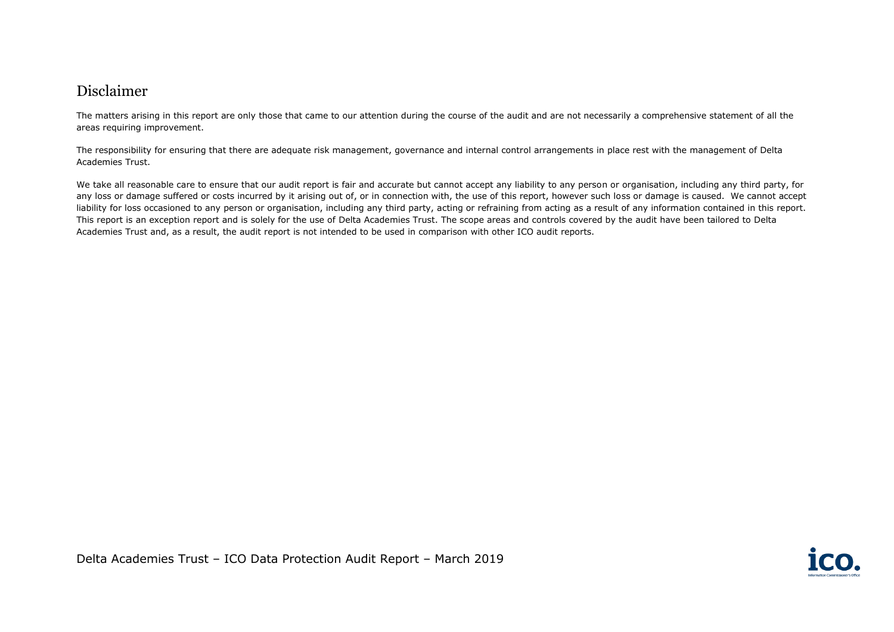# Disclaimer

The matters arising in this report are only those that came to our attention during the course of the audit and are not necessarily a comprehensive statement of all the areas requiring improvement.

The responsibility for ensuring that there are adequate risk management, governance and internal control arrangements in place rest with the management of Delta Academies Trust.

We take all reasonable care to ensure that our audit report is fair and accurate but cannot accept any liability to any person or organisation, including any third party, for any loss or damage suffered or costs incurred by it arising out of, or in connection with, the use of this report, however such loss or damage is caused. We cannot accept liability for loss occasioned to any person or organisation, including any third party, acting or refraining from acting as a result of any information contained in this report. This report is an exception report and is solely for the use of Delta Academies Trust. The scope areas and controls covered by the audit have been tailored to Delta Academies Trust and, as a result, the audit report is not intended to be used in comparison with other ICO audit reports.